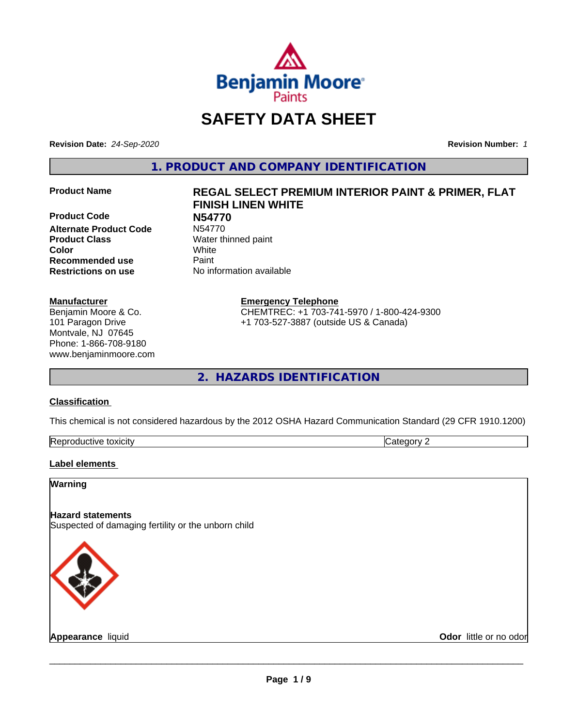# SAFETY DATA SHEET

**Revision Date:** *24-Sep-2020* **Revision Number:** *1*

## 1. PRODUCT AND COMPANY IDENTIFICATION

| | |
|---|---|
| **Product Name** | **REGAL SELECT PREMIUM INTERIOR PAINT & PRIMER, FLAT FINISH LINEN WHITE** |
| **Product Code** | **N54770** |
| **Alternate Product Code** | N54770 |
| **Product Class** | Water thinned paint |
| **Color** | White |
| **Recommended use** | Paint |
| **Restrictions on use** | No information available |

**Manufacturer**
Benjamin Moore & Co.
101 Paragon Drive
Montvale, NJ 07645
Phone: 1-866-708-9180
www.benjaminmoore.com

**Emergency Telephone**
CHEMTREC: +1 703-741-5970 / 1-800-424-9300
+1 703-527-3887 (outside US & Canada)

## 2. HAZARDS IDENTIFICATION

### Classification

This chemical is not considered hazardous by the 2012 OSHA Hazard Communication Standard (29 CFR 1910.1200)

| Reproductive toxicity | Category 2 |
|---|---|

### Label elements

**Warning**

**Hazard statements**
Suspected of damaging fertility or the unborn child

**Appearance** liquid **Odor** little or no odor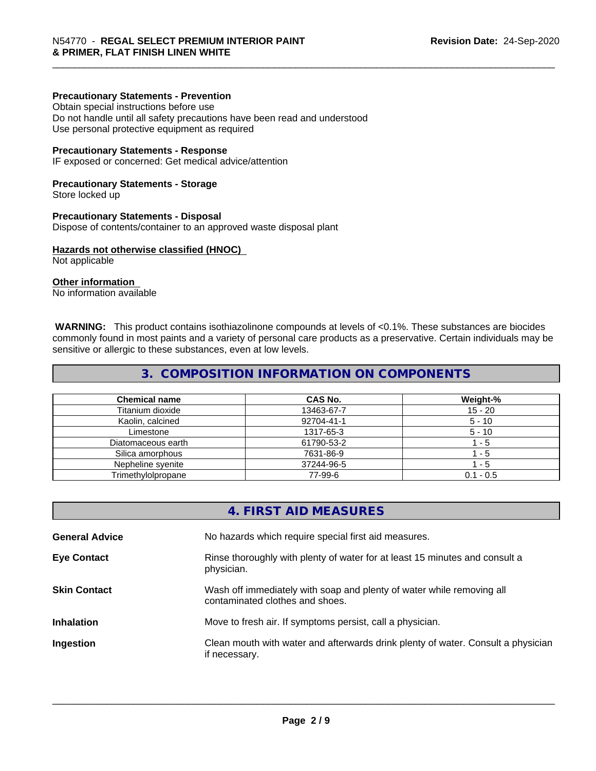**Precautionary Statements - Prevention**
Obtain special instructions before use
Do not handle until all safety precautions have been read and understood
Use personal protective equipment as required

**Precautionary Statements - Response**
IF exposed or concerned: Get medical advice/attention

**Precautionary Statements - Storage**
Store locked up

**Precautionary Statements - Disposal**
Dispose of contents/container to an approved waste disposal plant

**Hazards not otherwise classified (HNOC)**
Not applicable

**Other information**
No information available

**WARNING:** This product contains isothiazolinone compounds at levels of <0.1%. These substances are biocides commonly found in most paints and a variety of personal care products as a preservative. Certain individuals may be sensitive or allergic to these substances, even at low levels.

## 3. COMPOSITION INFORMATION ON COMPONENTS

| Chemical name | CAS No. | Weight-% |
|---|---|---|
| Titanium dioxide | 13463-67-7 | 15 - 20 |
| Kaolin, calcined | 92704-41-1 | 5 - 10 |
| Limestone | 1317-65-3 | 5 - 10 |
| Diatomaceous earth | 61790-53-2 | 1 - 5 |
| Silica amorphous | 7631-86-9 | 1 - 5 |
| Nepheline syenite | 37244-96-5 | 1 - 5 |
| Trimethylolpropane | 77-99-6 | 0.1 - 0.5 |

## 4. FIRST AID MEASURES

**General Advice** No hazards which require special first aid measures.

**Eye Contact** Rinse thoroughly with plenty of water for at least 15 minutes and consult a physician.

**Skin Contact** Wash off immediately with soap and plenty of water while removing all contaminated clothes and shoes.

**Inhalation** Move to fresh air. If symptoms persist, call a physician.

**Ingestion** Clean mouth with water and afterwards drink plenty of water. Consult a physician if necessary.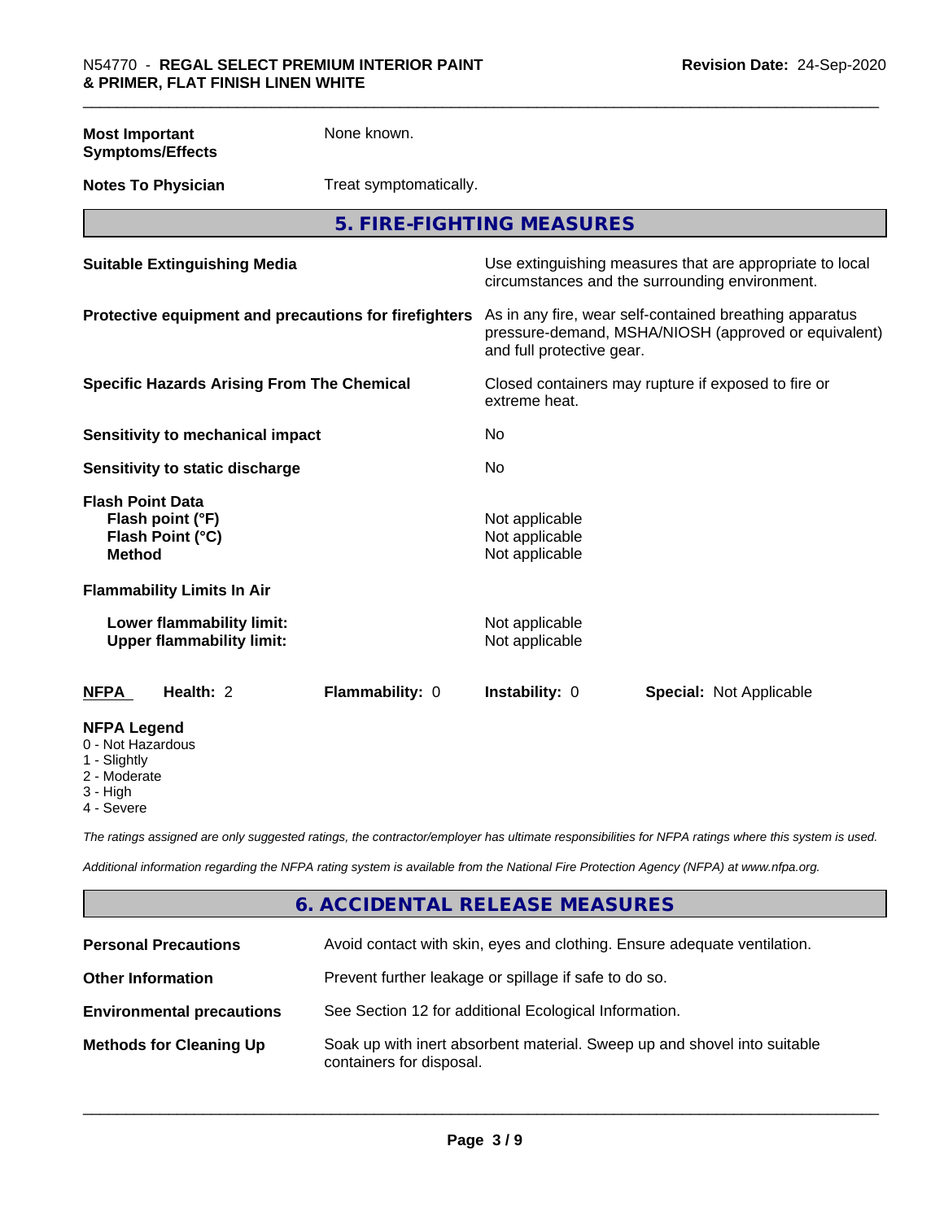| | |
|---|---|
| **Most Important Symptoms/Effects** | None known. |
| **Notes To Physician** | Treat symptomatically. |

## 5. FIRE-FIGHTING MEASURES

| | |
|---|---|
| **Suitable Extinguishing Media** | Use extinguishing measures that are appropriate to local circumstances and the surrounding environment. |
| **Protective equipment and precautions for firefighters** | As in any fire, wear self-contained breathing apparatus pressure-demand, MSHA/NIOSH (approved or equivalent) and full protective gear. |
| **Specific Hazards Arising From The Chemical** | Closed containers may rupture if exposed to fire or extreme heat. |
| **Sensitivity to mechanical impact** | No |
| **Sensitivity to static discharge** | No |

**Flash Point Data**

| | |
|---|---|
| **Flash point (°F)** | Not applicable |
| **Flash Point (°C)** | Not applicable |
| **Method** | Not applicable |

**Flammability Limits In Air**

| | |
|---|---|
| **Lower flammability limit:** | Not applicable |
| **Upper flammability limit:** | Not applicable |

| **NFPA** | **Health:** 2 | **Flammability:** 0 | **Instability:** 0 | **Special:** Not Applicable |
|---|---|---|---|---|

**NFPA Legend**
- 0 - Not Hazardous
- 1 - Slightly
- 2 - Moderate
- 3 - High
- 4 - Severe

*The ratings assigned are only suggested ratings, the contractor/employer has ultimate responsibilities for NFPA ratings where this system is used.*

*Additional information regarding the NFPA rating system is available from the National Fire Protection Agency (NFPA) at www.nfpa.org.*

## 6. ACCIDENTAL RELEASE MEASURES

| | |
|---|---|
| **Personal Precautions** | Avoid contact with skin, eyes and clothing. Ensure adequate ventilation. |
| **Other Information** | Prevent further leakage or spillage if safe to do so. |
| **Environmental precautions** | See Section 12 for additional Ecological Information. |
| **Methods for Cleaning Up** | Soak up with inert absorbent material. Sweep up and shovel into suitable containers for disposal. |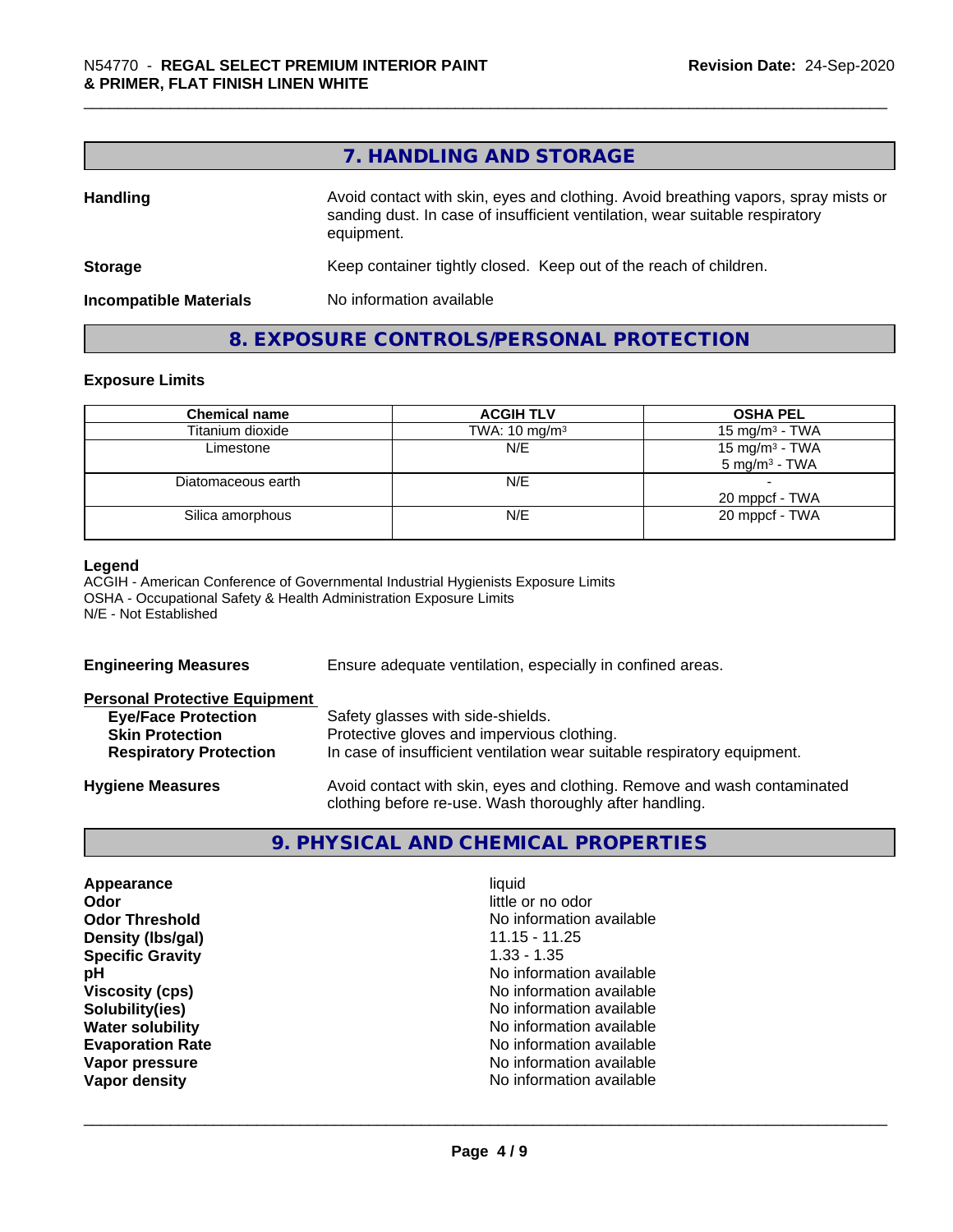## 7. HANDLING AND STORAGE

**Handling** — Avoid contact with skin, eyes and clothing. Avoid breathing vapors, spray mists or sanding dust. In case of insufficient ventilation, wear suitable respiratory equipment.

**Storage** — Keep container tightly closed. Keep out of the reach of children.

**Incompatible Materials** — No information available

## 8. EXPOSURE CONTROLS/PERSONAL PROTECTION

### Exposure Limits

| Chemical name | ACGIH TLV | OSHA PEL |
|---|---|---|
| Titanium dioxide | TWA: 10 mg/m³ | 15 mg/m³ - TWA |
| Limestone | N/E | 15 mg/m³ - TWA<br>5 mg/m³ - TWA |
| Diatomaceous earth | N/E | -<br>20 mppcf - TWA |
| Silica amorphous | N/E | 20 mppcf - TWA |

**Legend**
ACGIH - American Conference of Governmental Industrial Hygienists Exposure Limits
OSHA - Occupational Safety & Health Administration Exposure Limits
N/E - Not Established

**Engineering Measures** — Ensure adequate ventilation, especially in confined areas.

**Personal Protective Equipment**

- **Eye/Face Protection** — Safety glasses with side-shields.
- **Skin Protection** — Protective gloves and impervious clothing.
- **Respiratory Protection** — In case of insufficient ventilation wear suitable respiratory equipment.

**Hygiene Measures** — Avoid contact with skin, eyes and clothing. Remove and wash contaminated clothing before re-use. Wash thoroughly after handling.

## 9. PHYSICAL AND CHEMICAL PROPERTIES

| | |
|---|---|
| **Appearance** | liquid |
| **Odor** | little or no odor |
| **Odor Threshold** | No information available |
| **Density (lbs/gal)** | 11.15 - 11.25 |
| **Specific Gravity** | 1.33 - 1.35 |
| **pH** | No information available |
| **Viscosity (cps)** | No information available |
| **Solubility(ies)** | No information available |
| **Water solubility** | No information available |
| **Evaporation Rate** | No information available |
| **Vapor pressure** | No information available |
| **Vapor density** | No information available |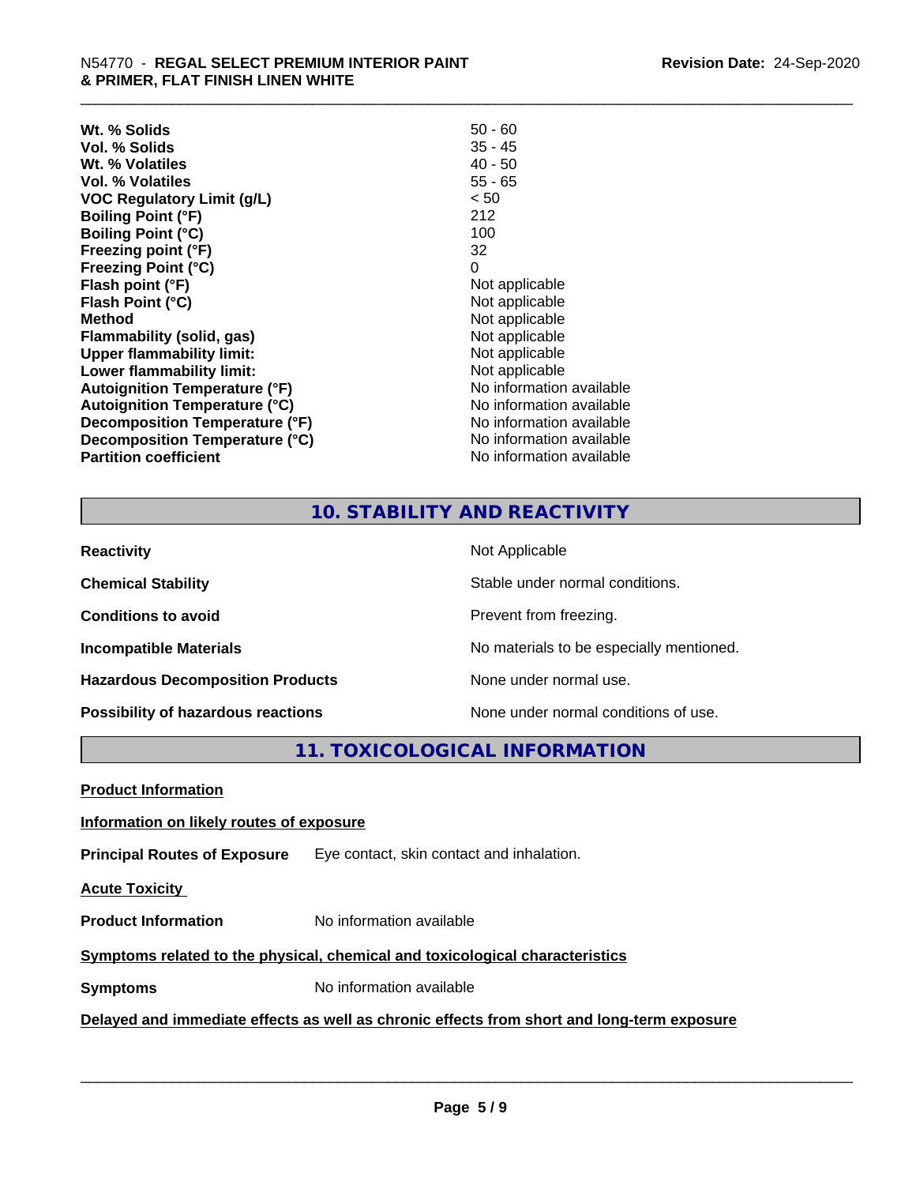| | |
|---|---|
| **Wt. % Solids** | 50 - 60 |
| **Vol. % Solids** | 35 - 45 |
| **Wt. % Volatiles** | 40 - 50 |
| **Vol. % Volatiles** | 55 - 65 |
| **VOC Regulatory Limit (g/L)** | < 50 |
| **Boiling Point (°F)** | 212 |
| **Boiling Point (°C)** | 100 |
| **Freezing point (°F)** | 32 |
| **Freezing Point (°C)** | 0 |
| **Flash point (°F)** | Not applicable |
| **Flash Point (°C)** | Not applicable |
| **Method** | Not applicable |
| **Flammability (solid, gas)** | Not applicable |
| **Upper flammability limit:** | Not applicable |
| **Lower flammability limit:** | Not applicable |
| **Autoignition Temperature (°F)** | No information available |
| **Autoignition Temperature (°C)** | No information available |
| **Decomposition Temperature (°F)** | No information available |
| **Decomposition Temperature (°C)** | No information available |
| **Partition coefficient** | No information available |

## 10. STABILITY AND REACTIVITY

| | |
|---|---|
| **Reactivity** | Not Applicable |
| **Chemical Stability** | Stable under normal conditions. |
| **Conditions to avoid** | Prevent from freezing. |
| **Incompatible Materials** | No materials to be especially mentioned. |
| **Hazardous Decomposition Products** | None under normal use. |
| **Possibility of hazardous reactions** | None under normal conditions of use. |

## 11. TOXICOLOGICAL INFORMATION

**Product Information**

**Information on likely routes of exposure**

**Principal Routes of Exposure** Eye contact, skin contact and inhalation.

**Acute Toxicity**

**Product Information** No information available

**Symptoms related to the physical, chemical and toxicological characteristics**

**Symptoms** No information available

**Delayed and immediate effects as well as chronic effects from short and long-term exposure**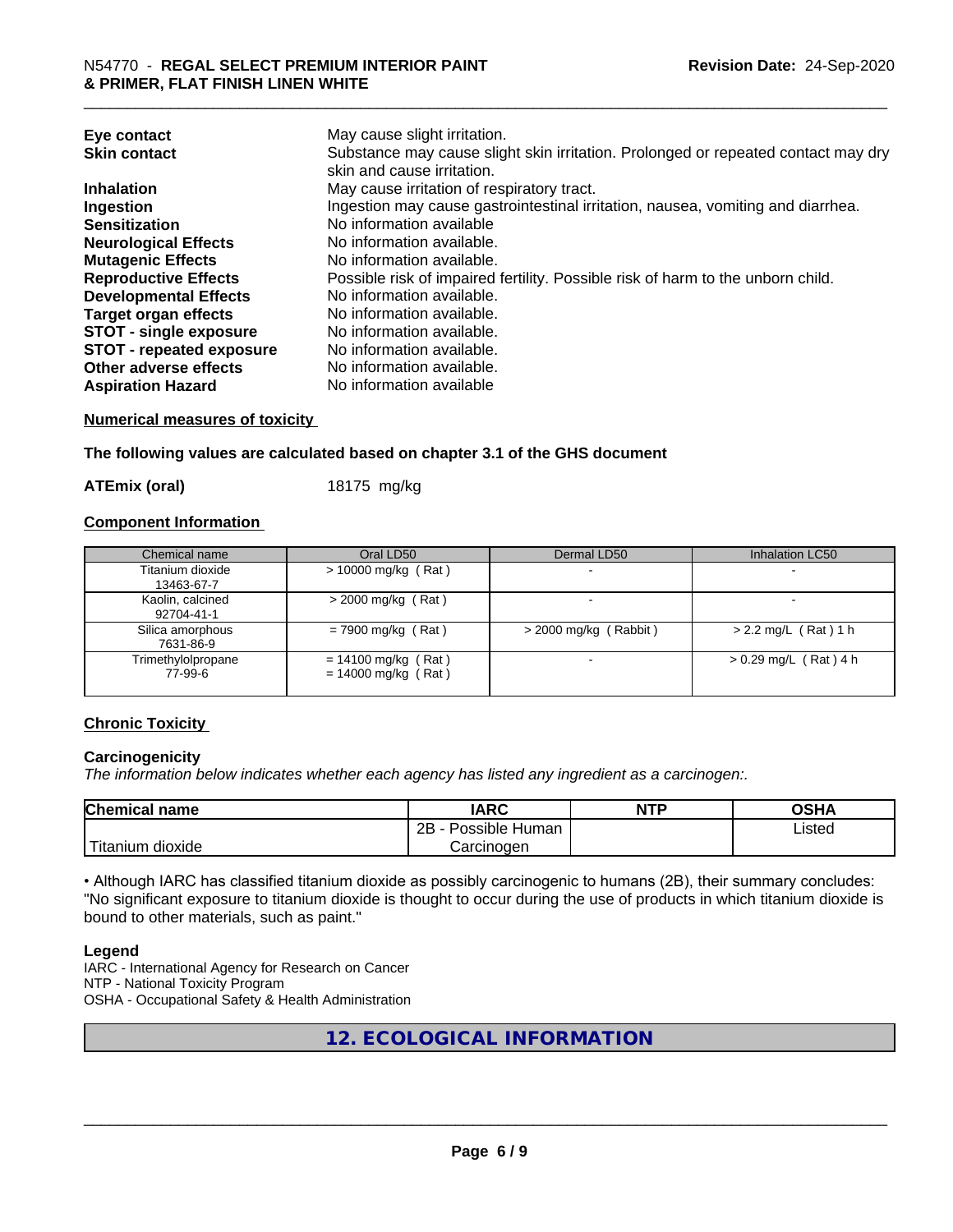| | |
|---|---|
| **Eye contact** | May cause slight irritation. |
| **Skin contact** | Substance may cause slight skin irritation. Prolonged or repeated contact may dry skin and cause irritation. |
| **Inhalation** | May cause irritation of respiratory tract. |
| **Ingestion** | Ingestion may cause gastrointestinal irritation, nausea, vomiting and diarrhea. |
| **Sensitization** | No information available |
| **Neurological Effects** | No information available. |
| **Mutagenic Effects** | No information available. |
| **Reproductive Effects** | Possible risk of impaired fertility. Possible risk of harm to the unborn child. |
| **Developmental Effects** | No information available. |
| **Target organ effects** | No information available. |
| **STOT - single exposure** | No information available. |
| **STOT - repeated exposure** | No information available. |
| **Other adverse effects** | No information available. |
| **Aspiration Hazard** | No information available |

**Numerical measures of toxicity**

**The following values are calculated based on chapter 3.1 of the GHS document**

**ATEmix (oral)** 18175 mg/kg

**Component Information**

| Chemical name | Oral LD50 | Dermal LD50 | Inhalation LC50 |
|---|---|---|---|
| Titanium dioxide 13463-67-7 | > 10000 mg/kg ( Rat ) | - | - |
| Kaolin, calcined 92704-41-1 | > 2000 mg/kg ( Rat ) | - | - |
| Silica amorphous 7631-86-9 | = 7900 mg/kg ( Rat ) | > 2000 mg/kg ( Rabbit ) | > 2.2 mg/L ( Rat ) 1 h |
| Trimethylolpropane 77-99-6 | = 14100 mg/kg ( Rat ) = 14000 mg/kg ( Rat ) | - | > 0.29 mg/L ( Rat ) 4 h |

**Chronic Toxicity**

**Carcinogenicity**

*The information below indicates whether each agency has listed any ingredient as a carcinogen:.*

| Chemical name | IARC | NTP | OSHA |
|---|---|---|---|
| Titanium dioxide | 2B - Possible Human Carcinogen | | Listed |

• Although IARC has classified titanium dioxide as possibly carcinogenic to humans (2B), their summary concludes: "No significant exposure to titanium dioxide is thought to occur during the use of products in which titanium dioxide is bound to other materials, such as paint."

**Legend**

IARC - International Agency for Research on Cancer
NTP - National Toxicity Program
OSHA - Occupational Safety & Health Administration

## 12. ECOLOGICAL INFORMATION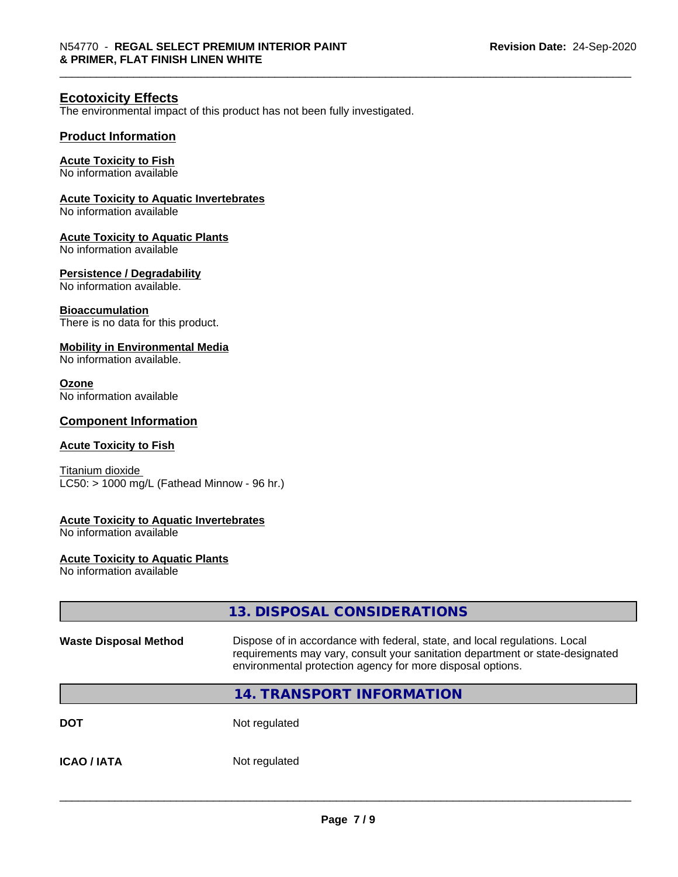## Ecotoxicity Effects

The environmental impact of this product has not been fully investigated.

### Product Information

**Acute Toxicity to Fish**
No information available

**Acute Toxicity to Aquatic Invertebrates**
No information available

**Acute Toxicity to Aquatic Plants**
No information available

**Persistence / Degradability**
No information available.

**Bioaccumulation**
There is no data for this product.

**Mobility in Environmental Media**
No information available.

**Ozone**
No information available

### Component Information

**Acute Toxicity to Fish**

Titanium dioxide
LC50: > 1000 mg/L (Fathead Minnow - 96 hr.)

**Acute Toxicity to Aquatic Invertebrates**
No information available

**Acute Toxicity to Aquatic Plants**
No information available

## 13. DISPOSAL CONSIDERATIONS

| | |
|---|---|
| **Waste Disposal Method** | Dispose of in accordance with federal, state, and local regulations. Local requirements may vary, consult your sanitation department or state-designated environmental protection agency for more disposal options. |

## 14. TRANSPORT INFORMATION

| | |
|---|---|
| **DOT** | Not regulated |
| **ICAO / IATA** | Not regulated |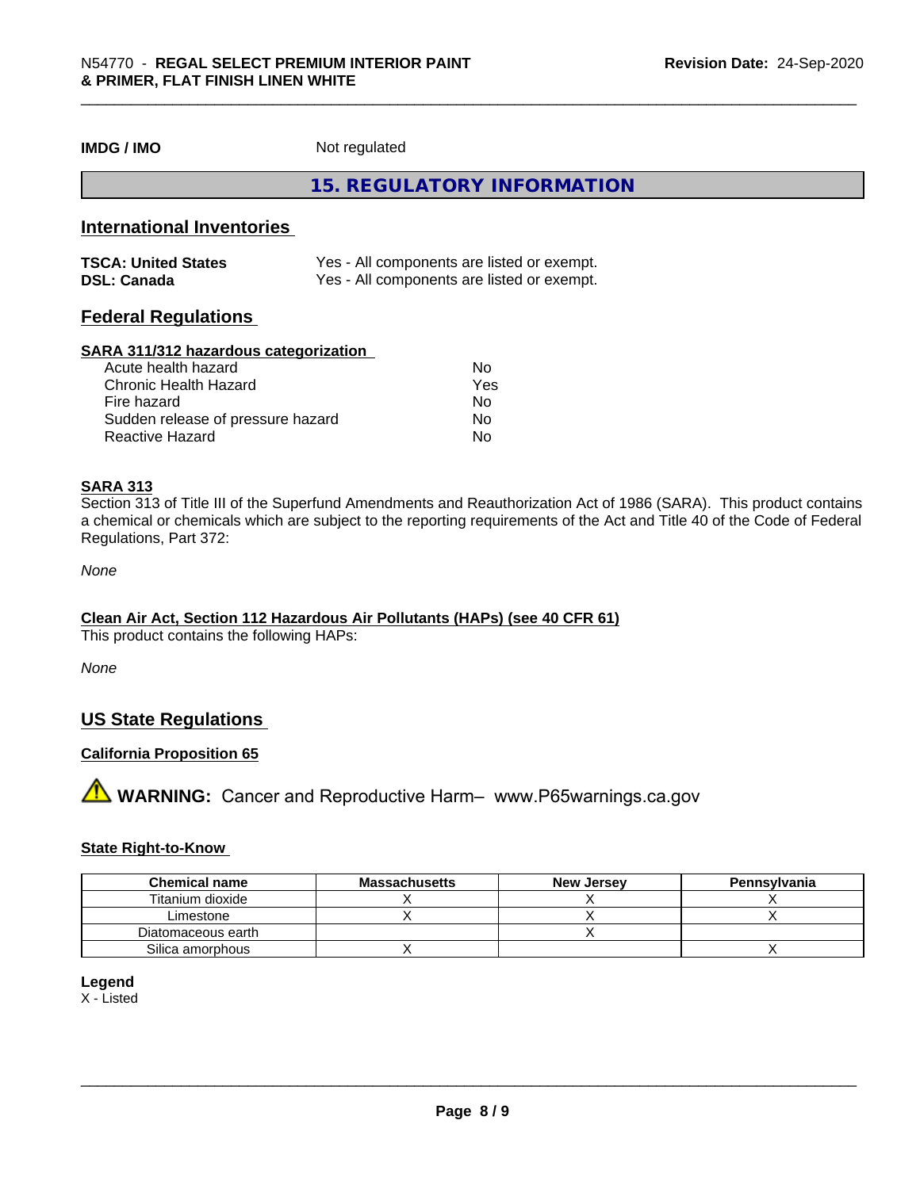| **IMDG / IMO** | Not regulated |
|---|---|

## 15. REGULATORY INFORMATION

### International Inventories

| | |
|---|---|
| **TSCA: United States** | Yes - All components are listed or exempt. |
| **DSL: Canada** | Yes - All components are listed or exempt. |

### Federal Regulations

**SARA 311/312 hazardous categorization**

| | |
|---|---|
| Acute health hazard | No |
| Chronic Health Hazard | Yes |
| Fire hazard | No |
| Sudden release of pressure hazard | No |
| Reactive Hazard | No |

**SARA 313**

Section 313 of Title III of the Superfund Amendments and Reauthorization Act of 1986 (SARA). This product contains a chemical or chemicals which are subject to the reporting requirements of the Act and Title 40 of the Code of Federal Regulations, Part 372:

*None*

**Clean Air Act, Section 112 Hazardous Air Pollutants (HAPs) (see 40 CFR 61)**

This product contains the following HAPs:

*None*

### US State Regulations

**California Proposition 65**

⚠ **WARNING:** Cancer and Reproductive Harm– www.P65warnings.ca.gov

**State Right-to-Know**

| Chemical name | Massachusetts | New Jersey | Pennsylvania |
|---|---|---|---|
| Titanium dioxide | X | X | X |
| Limestone | X | X | X |
| Diatomaceous earth | | X | |
| Silica amorphous | X | | X |

**Legend**

X - Listed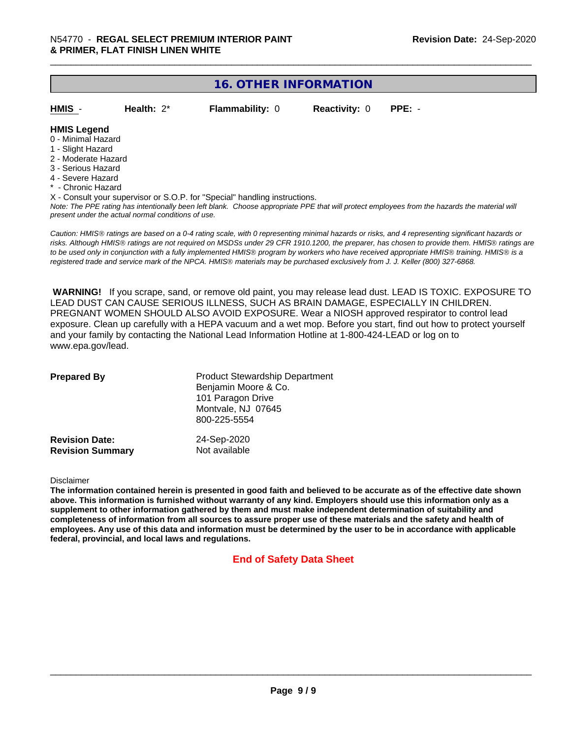## 16. OTHER INFORMATION

| | | | | |
|---|---|---|---|---|
| **HMIS** - | **Health:** 2* | **Flammability:** 0 | **Reactivity:** 0 | **PPE:** - |

**HMIS Legend**

0 - Minimal Hazard
1 - Slight Hazard
2 - Moderate Hazard
3 - Serious Hazard
4 - Severe Hazard
* - Chronic Hazard
X - Consult your supervisor or S.O.P. for "Special" handling instructions.

*Note: The PPE rating has intentionally been left blank. Choose appropriate PPE that will protect employees from the hazards the material will present under the actual normal conditions of use.*

*Caution: HMIS® ratings are based on a 0-4 rating scale, with 0 representing minimal hazards or risks, and 4 representing significant hazards or risks. Although HMIS® ratings are not required on MSDSs under 29 CFR 1910.1200, the preparer, has chosen to provide them. HMIS® ratings are to be used only in conjunction with a fully implemented HMIS® program by workers who have received appropriate HMIS® training. HMIS® is a registered trade and service mark of the NPCA. HMIS® materials may be purchased exclusively from J. J. Keller (800) 327-6868.*

**WARNING!** If you scrape, sand, or remove old paint, you may release lead dust. LEAD IS TOXIC. EXPOSURE TO LEAD DUST CAN CAUSE SERIOUS ILLNESS, SUCH AS BRAIN DAMAGE, ESPECIALLY IN CHILDREN. PREGNANT WOMEN SHOULD ALSO AVOID EXPOSURE. Wear a NIOSH approved respirator to control lead exposure. Clean up carefully with a HEPA vacuum and a wet mop. Before you start, find out how to protect yourself and your family by contacting the National Lead Information Hotline at 1-800-424-LEAD or log on to www.epa.gov/lead.

**Prepared By**
Product Stewardship Department
Benjamin Moore & Co.
101 Paragon Drive
Montvale, NJ 07645
800-225-5554

**Revision Date:** 24-Sep-2020
**Revision Summary** Not available

Disclaimer

**The information contained herein is presented in good faith and believed to be accurate as of the effective date shown above. This information is furnished without warranty of any kind. Employers should use this information only as a supplement to other information gathered by them and must make independent determination of suitability and completeness of information from all sources to assure proper use of these materials and the safety and health of employees. Any use of this data and information must be determined by the user to be in accordance with applicable federal, provincial, and local laws and regulations.**

**End of Safety Data Sheet**